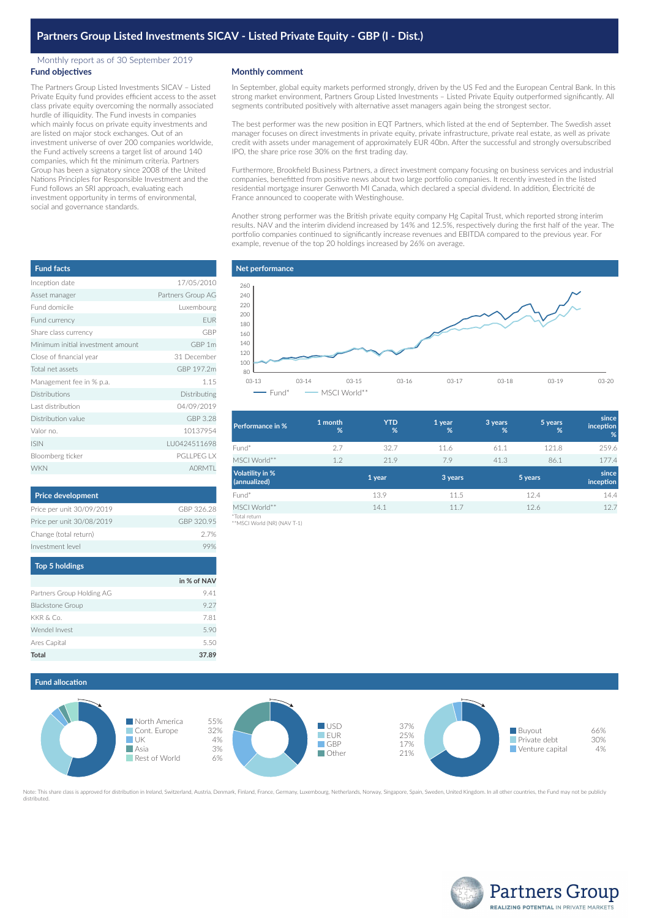# Partners Group Listed Investments SICAV - Listed Private Equity - GBP (I - Dist.)

Monthly report as of 30 September 2019

## Fund objectives

The Partners Group Listed Investments SICAV – Listed Private Equity fund provides efficient access to the asset class private equity overcoming the normally associated hurdle of illiquidity. The Fund invests in companies which mainly focus on private equity investments and are listed on major stock exchanges. Out of an investment universe of over 200 companies worldwide, the Fund actively screens a target list of around 140 companies, which fit the minimum criteria. Partners Group has been a signatory since 2008 of the United Nations Principles for Responsible Investment and the Fund follows an SRI approach, evaluating each investment opportunity in terms of environmental, social and governance standards.

## Monthly comment

In September, global equity markets performed strongly, driven by the US Fed and the European Central Bank. In this strong market environment, Partners Group Listed Investments – Listed Private Equity outperformed significantly. All segments contributed positively with alternative asset managers again being the strongest sector.

The best performer was the new position in EQT Partners, which listed at the end of September. The Swedish asset manager focuses on direct investments in private equity, private infrastructure, private real estate, as well as private credit with assets under management of approximately EUR 40bn. After the successful and strongly oversubscribed IPO, the share price rose 30% on the first trading day.

Furthermore, Brookfield Business Partners, a direct investment company focusing on business services and industrial companies, benefitted from positive news about two large portfolio companies. It recently invested in the listed residential mortgage insurer Genworth MI Canada, which declared a special dividend. In addition, Électricité de France announced to cooperate with Westinghouse.

Another strong performer was the British private equity company Hg Capital Trust, which reported strong interim results. NAV and the interim dividend increased by 14% and 12.5%, respectively during the first half of the year. The portfolio companies continued to significantly increase revenues and EBITDA compared to the previous year. For example, revenue of the top 20 holdings increased by 26% on average.

## Fund facts

| | |
|---|---|
| Inception date | 17/05/2010 |
| Asset manager | Partners Group AG |
| Fund domicile | Luxembourg |
| Fund currency | EUR |
| Share class currency | GBP |
| Minimum initial investment amount | GBP 1m |
| Close of financial year | 31 December |
| Total net assets | GBP 197.2m |
| Management fee in % p.a. | 1.15 |
| Distributions | Distributing |
| Last distribution | 04/09/2019 |
| Distribution value | GBP 3.28 |
| Valor no. | 10137954 |
| ISIN | LU0424511698 |
| Bloomberg ticker | PGLLPEG LX |
| WKN | A0RMTL |

## Net performance

260
240
220
200
180
160
140
120
100
80
03-13 03-14 03-15 03-16 03-17 03-18 03-19 03-20
Fund* MSCI World**

| Performance in % | 1 month % | YTD % | 1 year % | 3 years % | 5 years % | since inception % |
|---|---|---|---|---|---|---|
| Fund* | 2.7 | 32.7 | 11.6 | 61.1 | 121.8 | 259.6 |
| MSCI World** | 1.2 | 21.9 | 7.9 | 41.3 | 86.1 | 177.4 |

| Volatility in % (annualized) | 1 year | 3 years | 5 years | since inception |
|---|---|---|---|---|
| Fund* | 13.9 | 11.5 | 12.4 | 14.4 |
| MSCI World** | 14.1 | 11.7 | 12.6 | 12.7 |

*Total return
**MSCI World (NR) (NAV T-1)

## Price development

| | |
|---|---|
| Price per unit 30/09/2019 | GBP 326.28 |
| Price per unit 30/08/2019 | GBP 320.95 |
| Change (total return) | 2.7% |
| Investment level | 99% |

## Top 5 holdings

| | in % of NAV |
|---|---|
| Partners Group Holding AG | 9.41 |
| Blackstone Group | 9.27 |
| KKR & Co. | 7.81 |
| Wendel Invest | 5.90 |
| Ares Capital | 5.50 |
| **Total** | **37.89** |

## Fund allocation

North America 55%
Cont. Europe 32%
UK 4%
Asia 3%
Rest of World 6%

USD 37%
EUR 25%
GBP 17%
Other 21%

Buyout 66%
Private debt 30%
Venture capital 4%

Note: This share class is approved for distribution in Ireland, Switzerland, Austria, Denmark, Finland, France, Germany, Luxembourg, Netherlands, Norway, Singapore, Spain, Sweden, United Kingdom. In all other countries, the Fund may not be publicly distributed.

Partners Group
REALIZING POTENTIAL IN PRIVATE MARKETS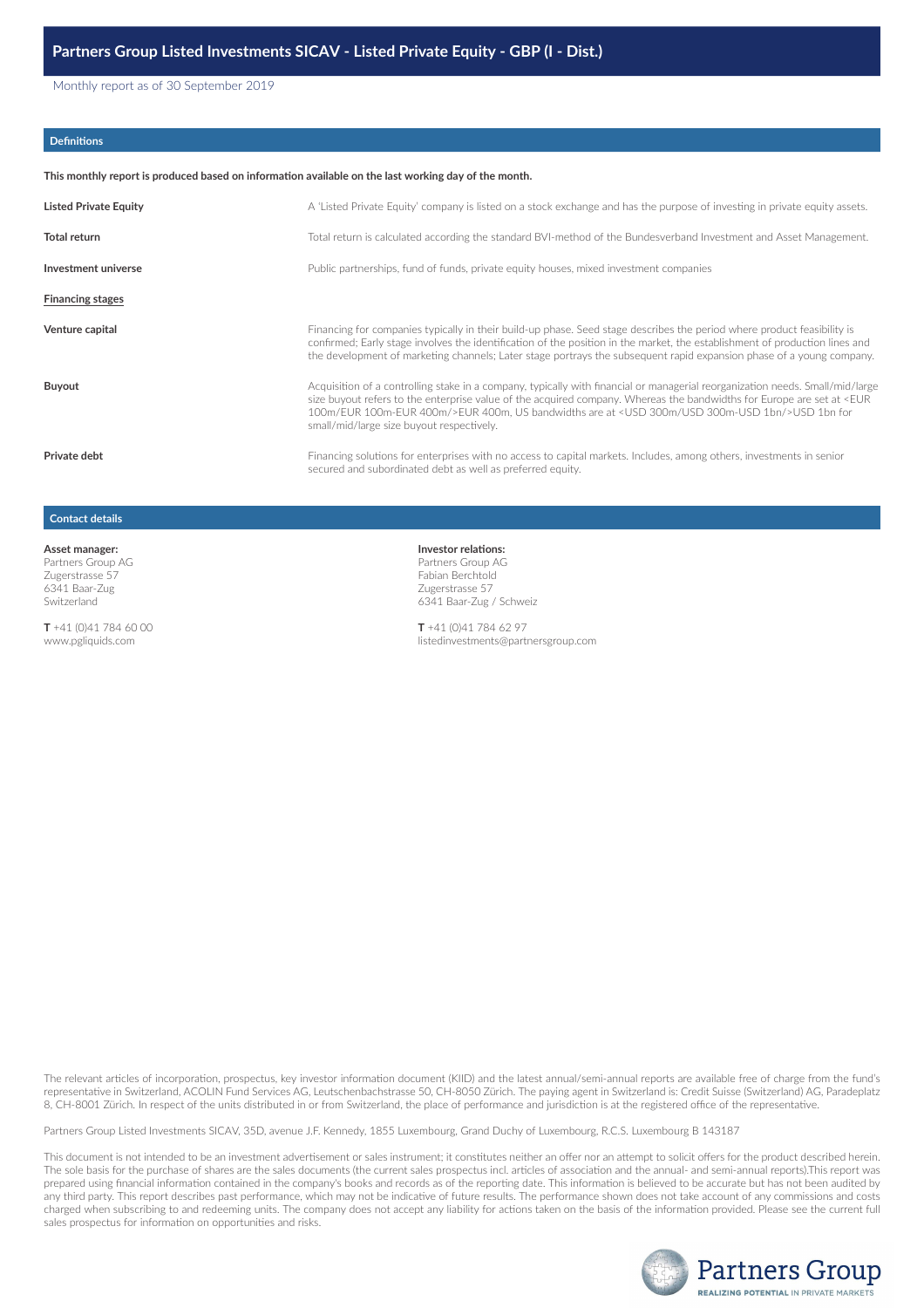# Partners Group Listed Investments SICAV - Listed Private Equity - GBP (I - Dist.)

Monthly report as of 30 September 2019

## Definitions

**This monthly report is produced based on information available on the last working day of the month.**

| | |
|---|---|
| **Listed Private Equity** | A 'Listed Private Equity' company is listed on a stock exchange and has the purpose of investing in private equity assets. |
| **Total return** | Total return is calculated according the standard BVI-method of the Bundesverband Investment and Asset Management. |
| **Investment universe** | Public partnerships, fund of funds, private equity houses, mixed investment companies |
| **Financing stages** | |
| **Venture capital** | Financing for companies typically in their build-up phase. Seed stage describes the period where product feasibility is confirmed; Early stage involves the identification of the position in the market, the establishment of production lines and the development of marketing channels; Later stage portrays the subsequent rapid expansion phase of a young company. |
| **Buyout** | Acquisition of a controlling stake in a company, typically with financial or managerial reorganization needs. Small/mid/large size buyout refers to the enterprise value of the acquired company. Whereas the bandwidths for Europe are set at <EUR 100m/EUR 100m-EUR 400m/>EUR 400m, US bandwidths are at <USD 300m/USD 300m-USD 1bn/>USD 1bn for small/mid/large size buyout respectively. |
| **Private debt** | Financing solutions for enterprises with no access to capital markets. Includes, among others, investments in senior secured and subordinated debt as well as preferred equity. |

## Contact details

**Asset manager:**
Partners Group AG
Zugerstrasse 57
6341 Baar-Zug
Switzerland

**T** +41 (0)41 784 60 00
www.pgliquids.com

**Investor relations:**
Partners Group AG
Fabian Berchtold
Zugerstrasse 57
6341 Baar-Zug / Schweiz

**T** +41 (0)41 784 62 97
listedinvestments@partnersgroup.com

The relevant articles of incorporation, prospectus, key investor information document (KIID) and the latest annual/semi-annual reports are available free of charge from the fund's representative in Switzerland, ACOLIN Fund Services AG, Leutschenbachstrasse 50, CH-8050 Zürich. The paying agent in Switzerland is: Credit Suisse (Switzerland) AG, Paradeplatz 8, CH-8001 Zürich. In respect of the units distributed in or from Switzerland, the place of performance and jurisdiction is at the registered office of the representative.

Partners Group Listed Investments SICAV, 35D, avenue J.F. Kennedy, 1855 Luxembourg, Grand Duchy of Luxembourg, R.C.S. Luxembourg B 143187

This document is not intended to be an investment advertisement or sales instrument; it constitutes neither an offer nor an attempt to solicit offers for the product described herein. The sole basis for the purchase of shares are the sales documents (the current sales prospectus incl. articles of association and the annual- and semi-annual reports).This report was prepared using financial information contained in the company's books and records as of the reporting date. This information is believed to be accurate but has not been audited by any third party. This report describes past performance, which may not be indicative of future results. The performance shown does not take account of any commissions and costs charged when subscribing to and redeeming units. The company does not accept any liability for actions taken on the basis of the information provided. Please see the current full sales prospectus for information on opportunities and risks.

Partners Group
REALIZING POTENTIAL IN PRIVATE MARKETS